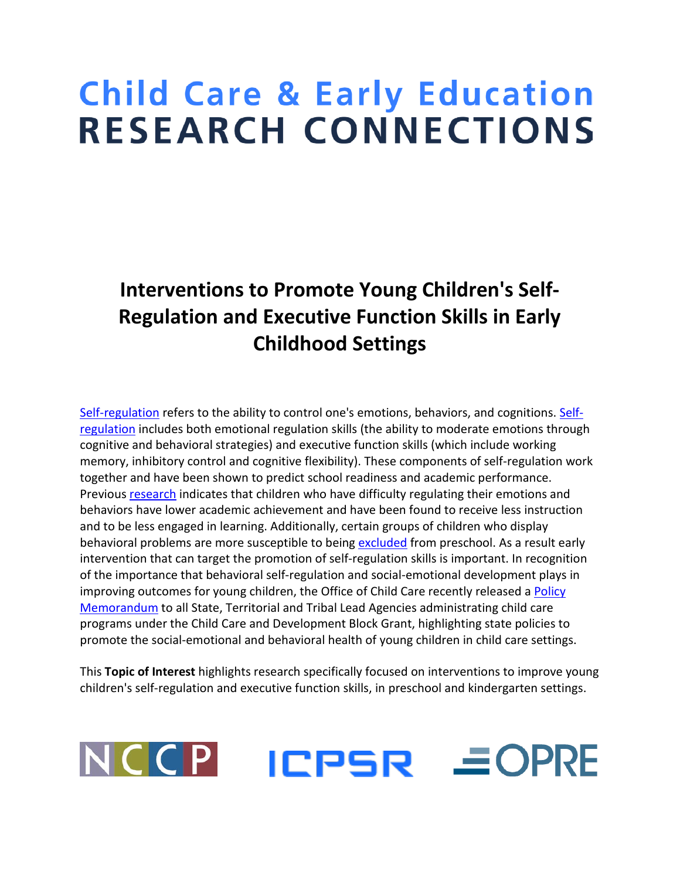# Child Care & Early Education RESEARCH CONNECTIONS

## Interventions to Promote Young Children's Self-Regulation and Executive Function Skills in Early Childhood Settings

Self-regulation refers to the ability to control one's emotions, behaviors, and cognitions. Self-regulation includes both emotional regulation skills (the ability to moderate emotions through cognitive and behavioral strategies) and executive function skills (which include working memory, inhibitory control and cognitive flexibility). These components of self-regulation work together and have been shown to predict school readiness and academic performance. Previous research indicates that children who have difficulty regulating their emotions and behaviors have lower academic achievement and have been found to receive less instruction and to be less engaged in learning. Additionally, certain groups of children who display behavioral problems are more susceptible to being excluded from preschool. As a result early intervention that can target the promotion of self-regulation skills is important. In recognition of the importance that behavioral self-regulation and social-emotional development plays in improving outcomes for young children, the Office of Child Care recently released a Policy Memorandum to all State, Territorial and Tribal Lead Agencies administrating child care programs under the Child Care and Development Block Grant, highlighting state policies to promote the social-emotional and behavioral health of young children in child care settings.

This **Topic of Interest** highlights research specifically focused on interventions to improve young children's self-regulation and executive function skills, in preschool and kindergarten settings.

NCCP ICPSR OPRE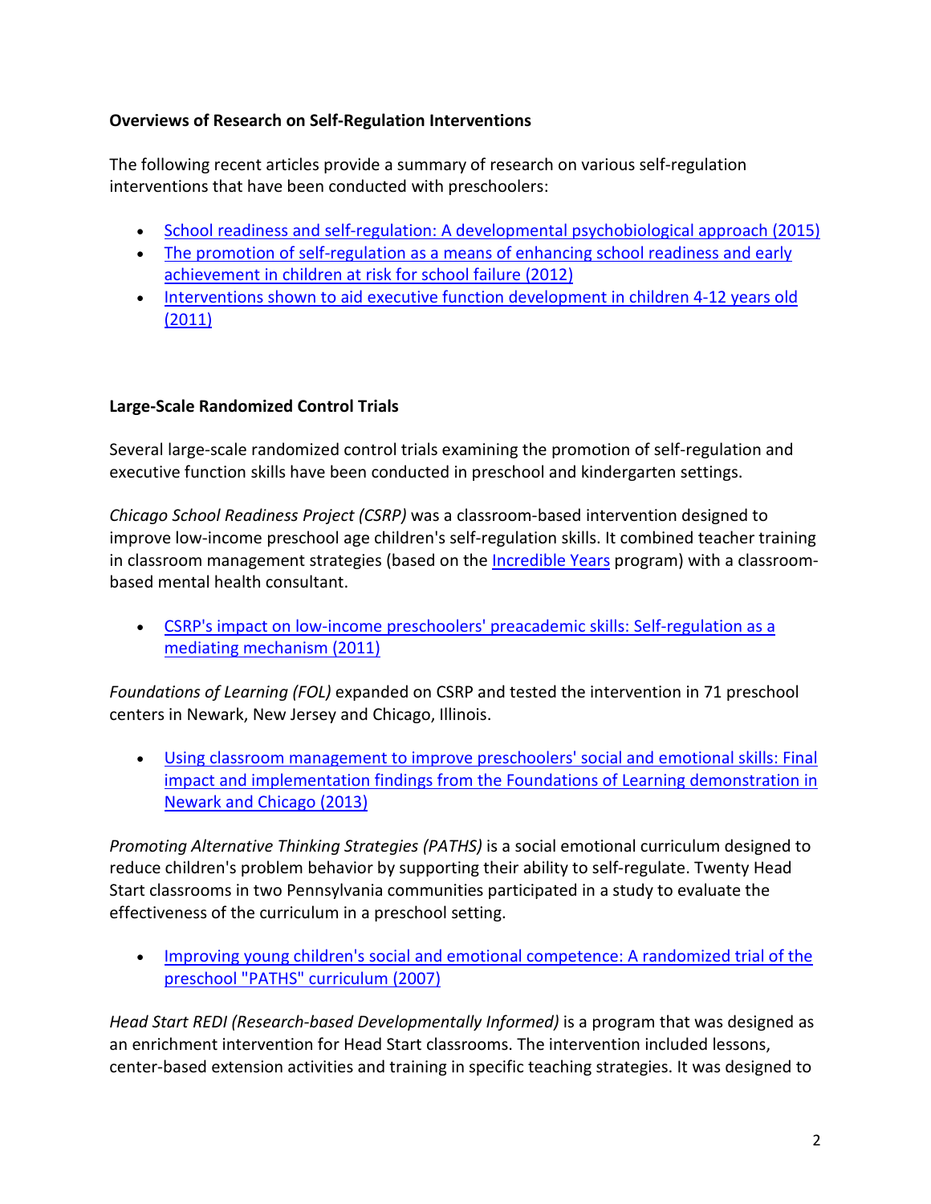**Overviews of Research on Self-Regulation Interventions**

The following recent articles provide a summary of research on various self-regulation interventions that have been conducted with preschoolers:

- School readiness and self-regulation: A developmental psychobiological approach (2015)
- The promotion of self-regulation as a means of enhancing school readiness and early achievement in children at risk for school failure (2012)
- Interventions shown to aid executive function development in children 4-12 years old (2011)

**Large-Scale Randomized Control Trials**

Several large-scale randomized control trials examining the promotion of self-regulation and executive function skills have been conducted in preschool and kindergarten settings.

*Chicago School Readiness Project (CSRP)* was a classroom-based intervention designed to improve low-income preschool age children's self-regulation skills. It combined teacher training in classroom management strategies (based on the Incredible Years program) with a classroom-based mental health consultant.

- CSRP's impact on low-income preschoolers' preacademic skills: Self-regulation as a mediating mechanism (2011)

*Foundations of Learning (FOL)* expanded on CSRP and tested the intervention in 71 preschool centers in Newark, New Jersey and Chicago, Illinois.

- Using classroom management to improve preschoolers' social and emotional skills: Final impact and implementation findings from the Foundations of Learning demonstration in Newark and Chicago (2013)

*Promoting Alternative Thinking Strategies (PATHS)* is a social emotional curriculum designed to reduce children's problem behavior by supporting their ability to self-regulate. Twenty Head Start classrooms in two Pennsylvania communities participated in a study to evaluate the effectiveness of the curriculum in a preschool setting.

- Improving young children's social and emotional competence: A randomized trial of the preschool "PATHS" curriculum (2007)

*Head Start REDI (Research-based Developmentally Informed)* is a program that was designed as an enrichment intervention for Head Start classrooms. The intervention included lessons, center-based extension activities and training in specific teaching strategies. It was designed to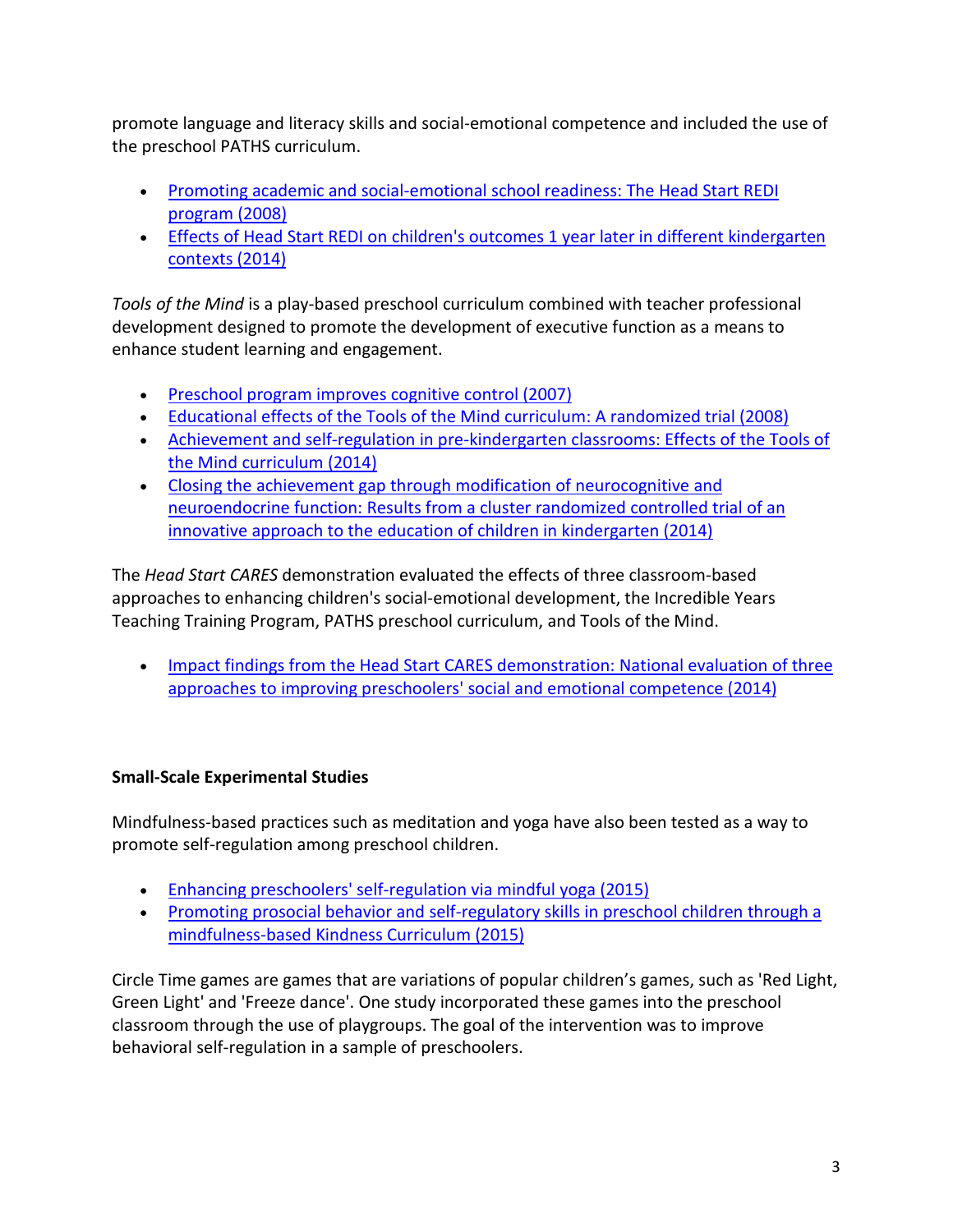promote language and literacy skills and social-emotional competence and included the use of the preschool PATHS curriculum.

- Promoting academic and social-emotional school readiness: The Head Start REDI program (2008)
- Effects of Head Start REDI on children's outcomes 1 year later in different kindergarten contexts (2014)

*Tools of the Mind* is a play-based preschool curriculum combined with teacher professional development designed to promote the development of executive function as a means to enhance student learning and engagement.

- Preschool program improves cognitive control (2007)
- Educational effects of the Tools of the Mind curriculum: A randomized trial (2008)
- Achievement and self-regulation in pre-kindergarten classrooms: Effects of the Tools of the Mind curriculum (2014)
- Closing the achievement gap through modification of neurocognitive and neuroendocrine function: Results from a cluster randomized controlled trial of an innovative approach to the education of children in kindergarten (2014)

The *Head Start CARES* demonstration evaluated the effects of three classroom-based approaches to enhancing children's social-emotional development, the Incredible Years Teaching Training Program, PATHS preschool curriculum, and Tools of the Mind.

- Impact findings from the Head Start CARES demonstration: National evaluation of three approaches to improving preschoolers' social and emotional competence (2014)

**Small-Scale Experimental Studies**

Mindfulness-based practices such as meditation and yoga have also been tested as a way to promote self-regulation among preschool children.

- Enhancing preschoolers' self-regulation via mindful yoga (2015)
- Promoting prosocial behavior and self-regulatory skills in preschool children through a mindfulness-based Kindness Curriculum (2015)

Circle Time games are games that are variations of popular children's games, such as 'Red Light, Green Light' and 'Freeze dance'. One study incorporated these games into the preschool classroom through the use of playgroups. The goal of the intervention was to improve behavioral self-regulation in a sample of preschoolers.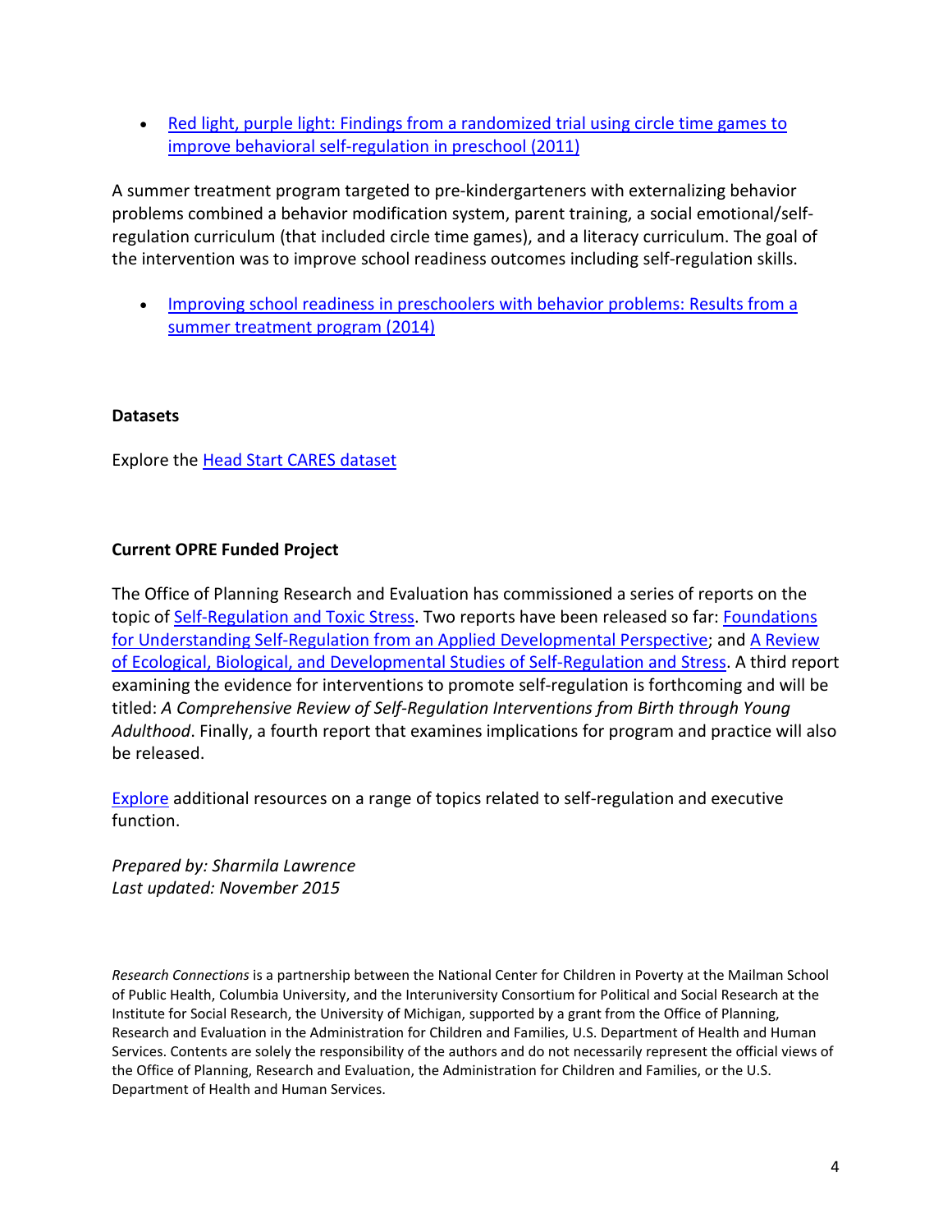- Red light, purple light: Findings from a randomized trial using circle time games to improve behavioral self-regulation in preschool (2011)

A summer treatment program targeted to pre-kindergarteners with externalizing behavior problems combined a behavior modification system, parent training, a social emotional/self-regulation curriculum (that included circle time games), and a literacy curriculum. The goal of the intervention was to improve school readiness outcomes including self-regulation skills.

- Improving school readiness in preschoolers with behavior problems: Results from a summer treatment program (2014)

**Datasets**

Explore the Head Start CARES dataset

**Current OPRE Funded Project**

The Office of Planning Research and Evaluation has commissioned a series of reports on the topic of Self-Regulation and Toxic Stress. Two reports have been released so far: Foundations for Understanding Self-Regulation from an Applied Developmental Perspective; and A Review of Ecological, Biological, and Developmental Studies of Self-Regulation and Stress. A third report examining the evidence for interventions to promote self-regulation is forthcoming and will be titled: *A Comprehensive Review of Self-Regulation Interventions from Birth through Young Adulthood*. Finally, a fourth report that examines implications for program and practice will also be released.

Explore additional resources on a range of topics related to self-regulation and executive function.

*Prepared by: Sharmila Lawrence*
*Last updated: November 2015*

*Research Connections* is a partnership between the National Center for Children in Poverty at the Mailman School of Public Health, Columbia University, and the Interuniversity Consortium for Political and Social Research at the Institute for Social Research, the University of Michigan, supported by a grant from the Office of Planning, Research and Evaluation in the Administration for Children and Families, U.S. Department of Health and Human Services. Contents are solely the responsibility of the authors and do not necessarily represent the official views of the Office of Planning, Research and Evaluation, the Administration for Children and Families, or the U.S. Department of Health and Human Services.